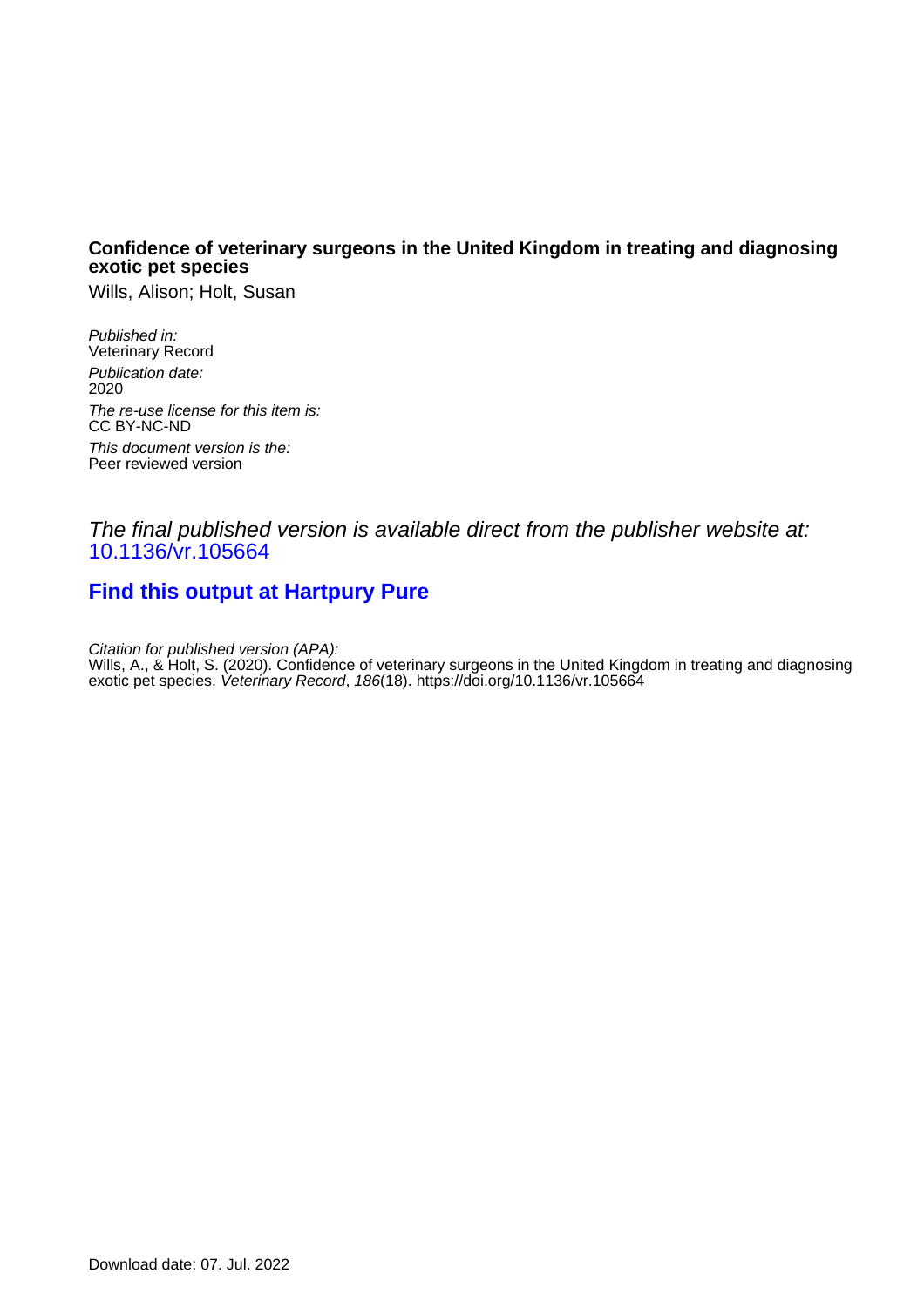**Confidence of veterinary surgeons in the United Kingdom in treating and diagnosing exotic pet species**

Wills, Alison; Holt, Susan

*Published in:*
Veterinary Record

*Publication date:*
2020

*The re-use license for this item is:*
CC BY-NC-ND

*This document version is the:*
Peer reviewed version

*The final published version is available direct from the publisher website at:*
10.1136/vr.105664

**Find this output at Hartpury Pure**

*Citation for published version (APA):*
Wills, A., & Holt, S. (2020). Confidence of veterinary surgeons in the United Kingdom in treating and diagnosing exotic pet species. *Veterinary Record*, *186*(18). https://doi.org/10.1136/vr.105664

Download date: 07. Jul. 2022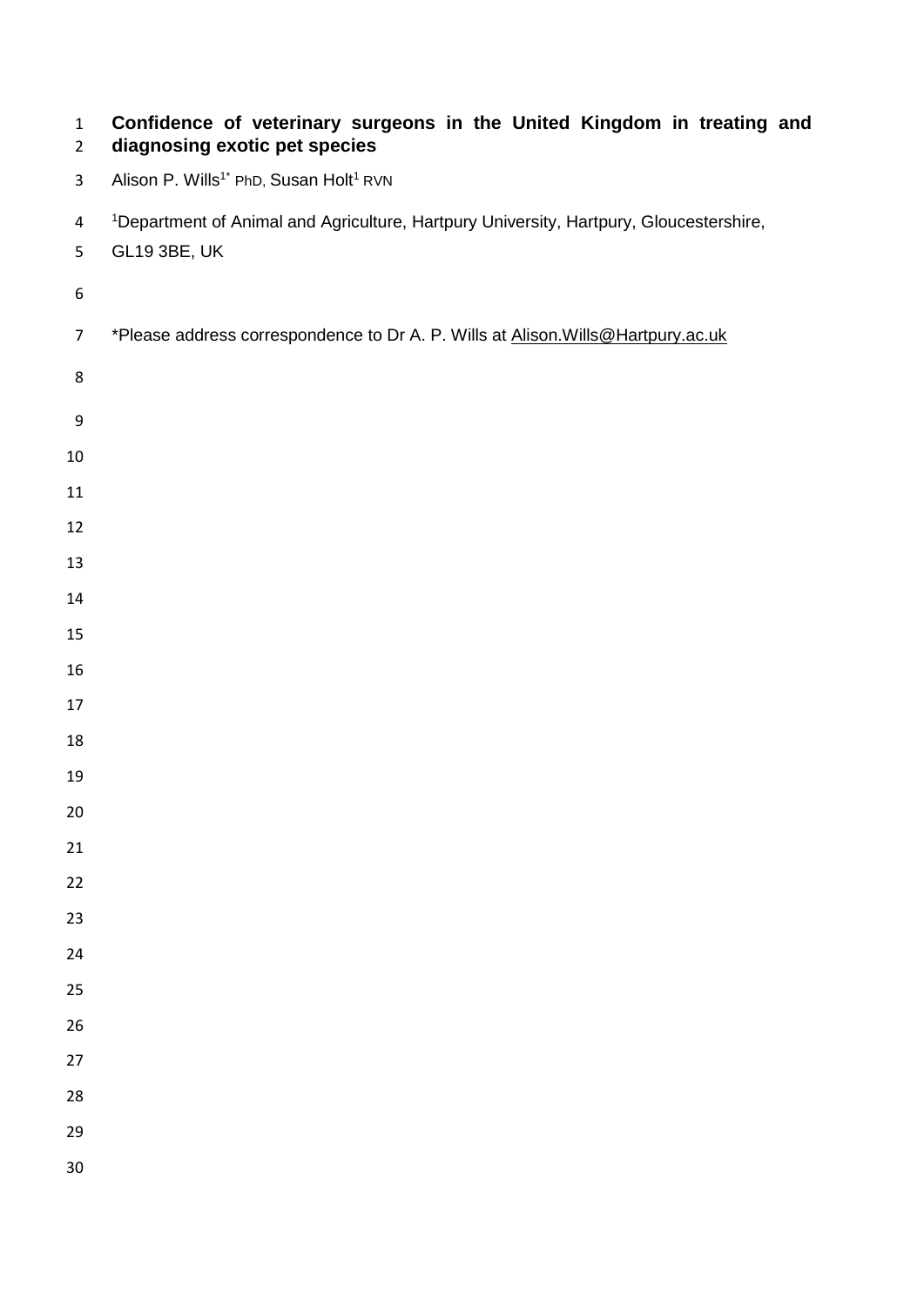# Confidence of veterinary surgeons in the United Kingdom in treating and diagnosing exotic pet species

Alison P. Wills[1*] PhD, Susan Holt[1] RVN

[1]Department of Animal and Agriculture, Hartpury University, Hartpury, Gloucestershire, GL19 3BE, UK

*Please address correspondence to Dr A. P. Wills at Alison.Wills@Hartpury.ac.uk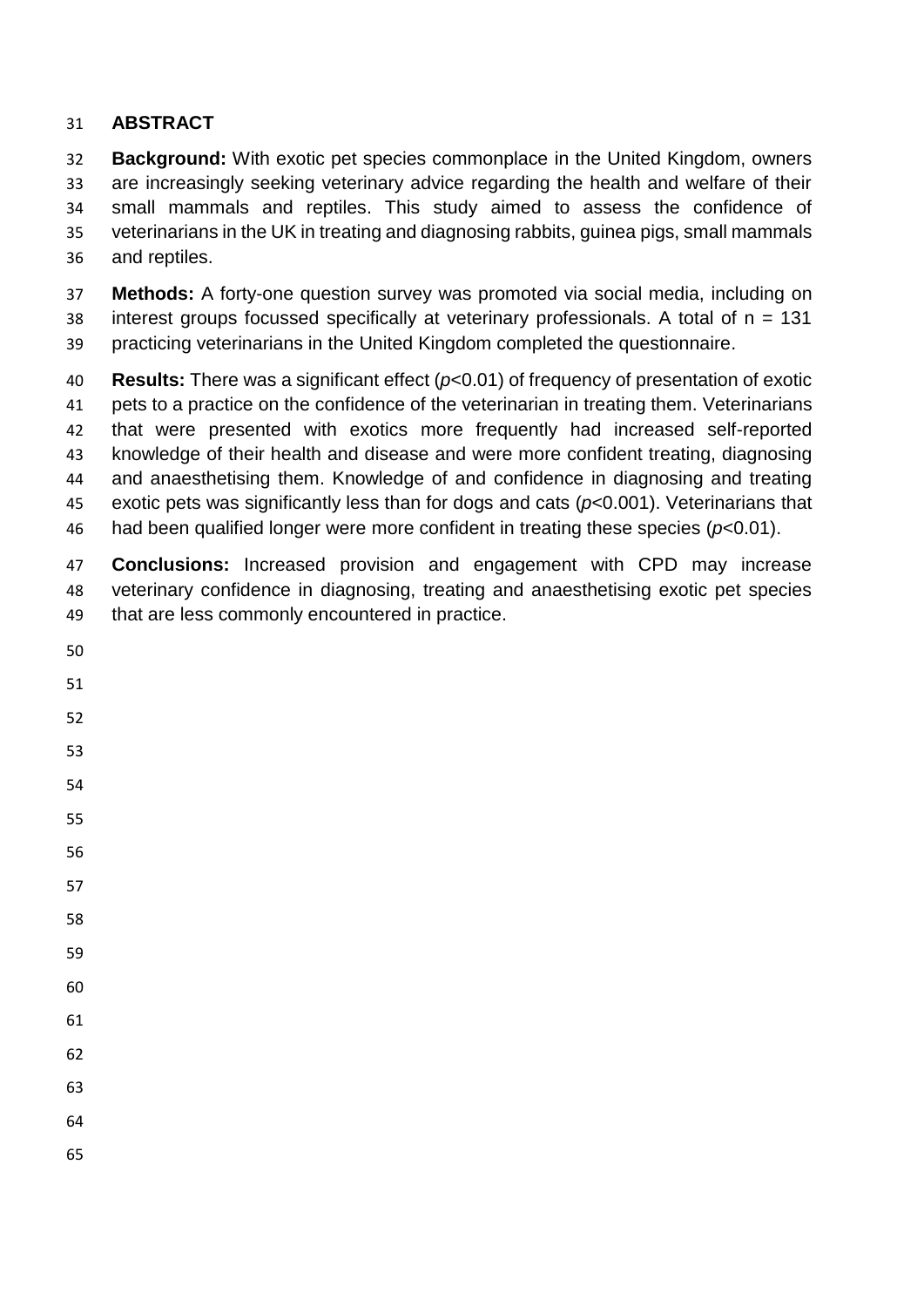## ABSTRACT

**Background:** With exotic pet species commonplace in the United Kingdom, owners are increasingly seeking veterinary advice regarding the health and welfare of their small mammals and reptiles. This study aimed to assess the confidence of veterinarians in the UK in treating and diagnosing rabbits, guinea pigs, small mammals and reptiles.

**Methods:** A forty-one question survey was promoted via social media, including on interest groups focussed specifically at veterinary professionals. A total of $n = 131$ practicing veterinarians in the United Kingdom completed the questionnaire.

**Results:** There was a significant effect ($p<0.01$) of frequency of presentation of exotic pets to a practice on the confidence of the veterinarian in treating them. Veterinarians that were presented with exotics more frequently had increased self-reported knowledge of their health and disease and were more confident treating, diagnosing and anaesthetising them. Knowledge of and confidence in diagnosing and treating exotic pets was significantly less than for dogs and cats ($p<0.001$). Veterinarians that had been qualified longer were more confident in treating these species ($p<0.01$).

**Conclusions:** Increased provision and engagement with CPD may increase veterinary confidence in diagnosing, treating and anaesthetising exotic pet species that are less commonly encountered in practice.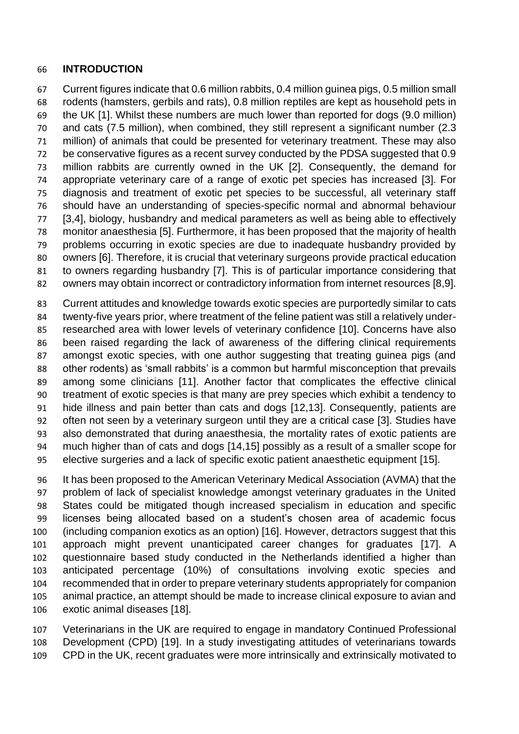## INTRODUCTION

Current figures indicate that 0.6 million rabbits, 0.4 million guinea pigs, 0.5 million small rodents (hamsters, gerbils and rats), 0.8 million reptiles are kept as household pets in the UK [1]. Whilst these numbers are much lower than reported for dogs (9.0 million) and cats (7.5 million), when combined, they still represent a significant number (2.3 million) of animals that could be presented for veterinary treatment. These may also be conservative figures as a recent survey conducted by the PDSA suggested that 0.9 million rabbits are currently owned in the UK [2]. Consequently, the demand for appropriate veterinary care of a range of exotic pet species has increased [3]. For diagnosis and treatment of exotic pet species to be successful, all veterinary staff should have an understanding of species-specific normal and abnormal behaviour [3,4], biology, husbandry and medical parameters as well as being able to effectively monitor anaesthesia [5]. Furthermore, it has been proposed that the majority of health problems occurring in exotic species are due to inadequate husbandry provided by owners [6]. Therefore, it is crucial that veterinary surgeons provide practical education to owners regarding husbandry [7]. This is of particular importance considering that owners may obtain incorrect or contradictory information from internet resources [8,9].

Current attitudes and knowledge towards exotic species are purportedly similar to cats twenty-five years prior, where treatment of the feline patient was still a relatively under-researched area with lower levels of veterinary confidence [10]. Concerns have also been raised regarding the lack of awareness of the differing clinical requirements amongst exotic species, with one author suggesting that treating guinea pigs (and other rodents) as 'small rabbits' is a common but harmful misconception that prevails among some clinicians [11]. Another factor that complicates the effective clinical treatment of exotic species is that many are prey species which exhibit a tendency to hide illness and pain better than cats and dogs [12,13]. Consequently, patients are often not seen by a veterinary surgeon until they are a critical case [3]. Studies have also demonstrated that during anaesthesia, the mortality rates of exotic patients are much higher than of cats and dogs [14,15] possibly as a result of a smaller scope for elective surgeries and a lack of specific exotic patient anaesthetic equipment [15].

It has been proposed to the American Veterinary Medical Association (AVMA) that the problem of lack of specialist knowledge amongst veterinary graduates in the United States could be mitigated though increased specialism in education and specific licenses being allocated based on a student's chosen area of academic focus (including companion exotics as an option) [16]. However, detractors suggest that this approach might prevent unanticipated career changes for graduates [17]. A questionnaire based study conducted in the Netherlands identified a higher than anticipated percentage (10%) of consultations involving exotic species and recommended that in order to prepare veterinary students appropriately for companion animal practice, an attempt should be made to increase clinical exposure to avian and exotic animal diseases [18].

Veterinarians in the UK are required to engage in mandatory Continued Professional Development (CPD) [19]. In a study investigating attitudes of veterinarians towards CPD in the UK, recent graduates were more intrinsically and extrinsically motivated to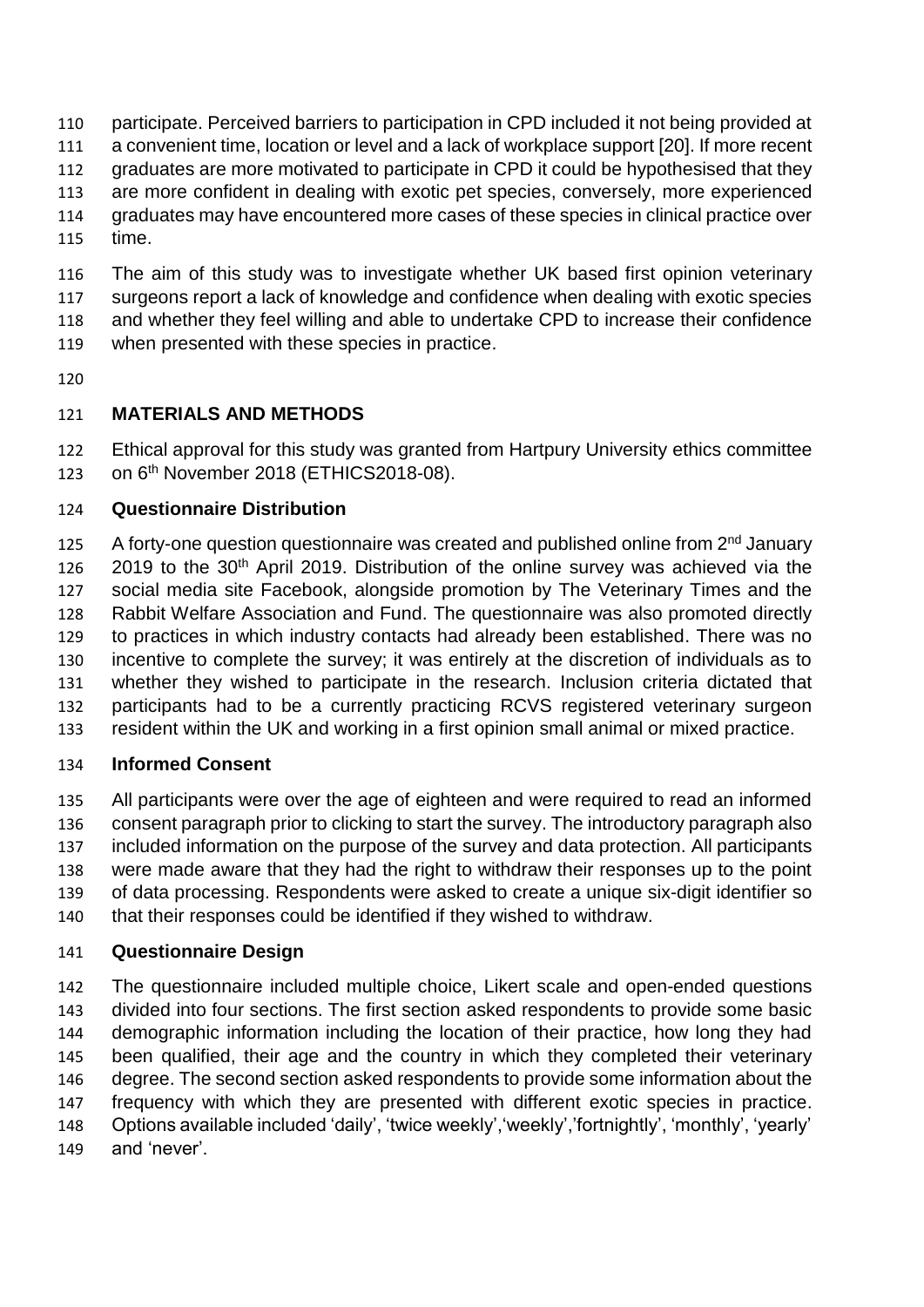participate. Perceived barriers to participation in CPD included it not being provided at a convenient time, location or level and a lack of workplace support [20]. If more recent graduates are more motivated to participate in CPD it could be hypothesised that they are more confident in dealing with exotic pet species, conversely, more experienced graduates may have encountered more cases of these species in clinical practice over time.

The aim of this study was to investigate whether UK based first opinion veterinary surgeons report a lack of knowledge and confidence when dealing with exotic species and whether they feel willing and able to undertake CPD to increase their confidence when presented with these species in practice.

## MATERIALS AND METHODS

Ethical approval for this study was granted from Hartpury University ethics committee on 6th November 2018 (ETHICS2018-08).

### Questionnaire Distribution

A forty-one question questionnaire was created and published online from 2nd January 2019 to the 30th April 2019. Distribution of the online survey was achieved via the social media site Facebook, alongside promotion by The Veterinary Times and the Rabbit Welfare Association and Fund. The questionnaire was also promoted directly to practices in which industry contacts had already been established. There was no incentive to complete the survey; it was entirely at the discretion of individuals as to whether they wished to participate in the research. Inclusion criteria dictated that participants had to be a currently practicing RCVS registered veterinary surgeon resident within the UK and working in a first opinion small animal or mixed practice.

### Informed Consent

All participants were over the age of eighteen and were required to read an informed consent paragraph prior to clicking to start the survey. The introductory paragraph also included information on the purpose of the survey and data protection. All participants were made aware that they had the right to withdraw their responses up to the point of data processing. Respondents were asked to create a unique six-digit identifier so that their responses could be identified if they wished to withdraw.

### Questionnaire Design

The questionnaire included multiple choice, Likert scale and open-ended questions divided into four sections. The first section asked respondents to provide some basic demographic information including the location of their practice, how long they had been qualified, their age and the country in which they completed their veterinary degree. The second section asked respondents to provide some information about the frequency with which they are presented with different exotic species in practice. Options available included 'daily', 'twice weekly','weekly','fortnightly', 'monthly', 'yearly' and 'never'.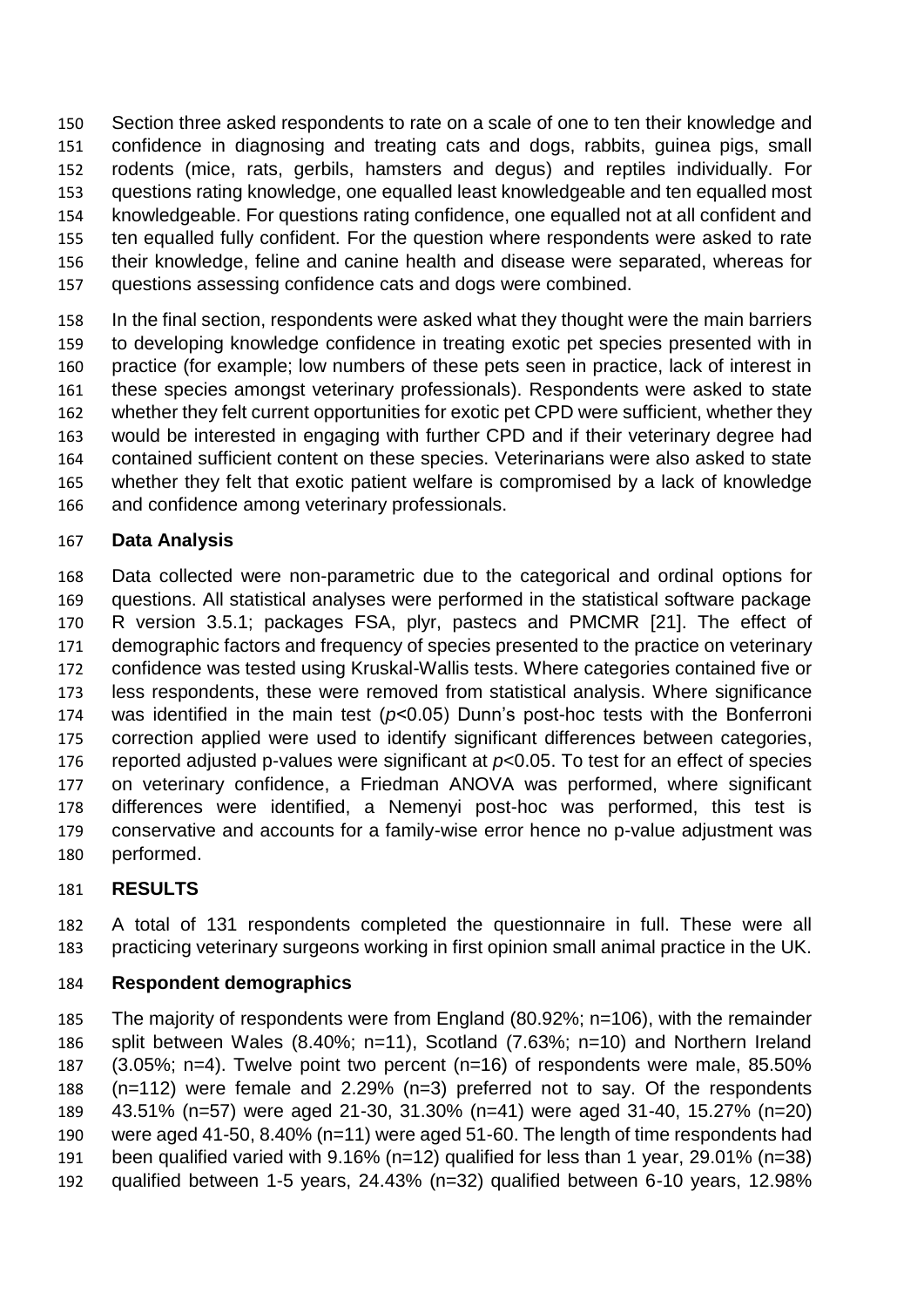Section three asked respondents to rate on a scale of one to ten their knowledge and confidence in diagnosing and treating cats and dogs, rabbits, guinea pigs, small rodents (mice, rats, gerbils, hamsters and degus) and reptiles individually. For questions rating knowledge, one equalled least knowledgeable and ten equalled most knowledgeable. For questions rating confidence, one equalled not at all confident and ten equalled fully confident. For the question where respondents were asked to rate their knowledge, feline and canine health and disease were separated, whereas for questions assessing confidence cats and dogs were combined.

In the final section, respondents were asked what they thought were the main barriers to developing knowledge confidence in treating exotic pet species presented with in practice (for example; low numbers of these pets seen in practice, lack of interest in these species amongst veterinary professionals). Respondents were asked to state whether they felt current opportunities for exotic pet CPD were sufficient, whether they would be interested in engaging with further CPD and if their veterinary degree had contained sufficient content on these species. Veterinarians were also asked to state whether they felt that exotic patient welfare is compromised by a lack of knowledge and confidence among veterinary professionals.

**Data Analysis**

Data collected were non-parametric due to the categorical and ordinal options for questions. All statistical analyses were performed in the statistical software package R version 3.5.1; packages FSA, plyr, pastecs and PMCMR [21]. The effect of demographic factors and frequency of species presented to the practice on veterinary confidence was tested using Kruskal-Wallis tests. Where categories contained five or less respondents, these were removed from statistical analysis. Where significance was identified in the main test ($p<0.05$) Dunn's post-hoc tests with the Bonferroni correction applied were used to identify significant differences between categories, reported adjusted p-values were significant at $p<0.05$. To test for an effect of species on veterinary confidence, a Friedman ANOVA was performed, where significant differences were identified, a Nemenyi post-hoc was performed, this test is conservative and accounts for a family-wise error hence no p-value adjustment was performed.

## RESULTS

A total of 131 respondents completed the questionnaire in full. These were all practicing veterinary surgeons working in first opinion small animal practice in the UK.

**Respondent demographics**

The majority of respondents were from England (80.92%; n=106), with the remainder split between Wales (8.40%; n=11), Scotland (7.63%; n=10) and Northern Ireland (3.05%; n=4). Twelve point two percent (n=16) of respondents were male, 85.50% (n=112) were female and 2.29% (n=3) preferred not to say. Of the respondents 43.51% (n=57) were aged 21-30, 31.30% (n=41) were aged 31-40, 15.27% (n=20) were aged 41-50, 8.40% (n=11) were aged 51-60. The length of time respondents had been qualified varied with 9.16% (n=12) qualified for less than 1 year, 29.01% (n=38) qualified between 1-5 years, 24.43% (n=32) qualified between 6-10 years, 12.98%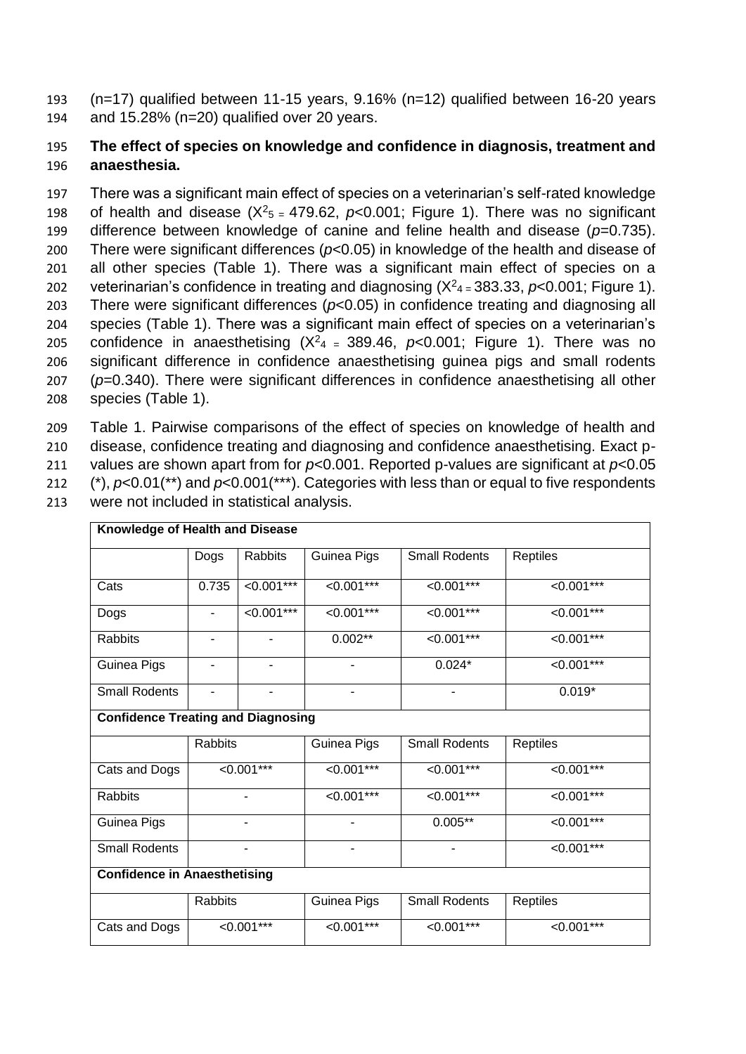(n=17) qualified between 11-15 years, 9.16% (n=12) qualified between 16-20 years and 15.28% (n=20) qualified over 20 years.

**The effect of species on knowledge and confidence in diagnosis, treatment and anaesthesia.**

There was a significant main effect of species on a veterinarian's self-rated knowledge of health and disease ($X^2_5 = 479.62$, $p<0.001$; Figure 1). There was no significant difference between knowledge of canine and feline health and disease ($p=0.735$). There were significant differences ($p<0.05$) in knowledge of the health and disease of all other species (Table 1). There was a significant main effect of species on a veterinarian's confidence in treating and diagnosing ($X^2_4 = 383.33$, $p<0.001$; Figure 1). There were significant differences ($p<0.05$) in confidence treating and diagnosing all species (Table 1). There was a significant main effect of species on a veterinarian's confidence in anaesthetising ($X^2_4 = 389.46$, $p<0.001$; Figure 1). There was no significant difference in confidence anaesthetising guinea pigs and small rodents ($p=0.340$). There were significant differences in confidence anaesthetising all other species (Table 1).

Table 1. Pairwise comparisons of the effect of species on knowledge of health and disease, confidence treating and diagnosing and confidence anaesthetising. Exact p-values are shown apart from for $p<0.001$. Reported p-values are significant at $p<0.05$ (*), $p<0.01$(**) and $p<0.001$(***). Categories with less than or equal to five respondents were not included in statistical analysis.

| **Knowledge of Health and Disease** | | | | | |
|---|---|---|---|---|---|
| | Dogs | Rabbits | Guinea Pigs | Small Rodents | Reptiles |
| Cats | 0.735 | <0.001*** | <0.001*** | <0.001*** | <0.001*** |
| Dogs | - | <0.001*** | <0.001*** | <0.001*** | <0.001*** |
| Rabbits | - | - | 0.002** | <0.001*** | <0.001*** |
| Guinea Pigs | - | - | - | 0.024* | <0.001*** |
| Small Rodents | - | - | - | - | 0.019* |
| **Confidence Treating and Diagnosing** | | | | | |
| | Rabbits | | Guinea Pigs | Small Rodents | Reptiles |
| Cats and Dogs | <0.001*** | | <0.001*** | <0.001*** | <0.001*** |
| Rabbits | - | | <0.001*** | <0.001*** | <0.001*** |
| Guinea Pigs | - | | - | 0.005** | <0.001*** |
| Small Rodents | - | | - | - | <0.001*** |
| **Confidence in Anaesthetising** | | | | | |
| | Rabbits | | Guinea Pigs | Small Rodents | Reptiles |
| Cats and Dogs | <0.001*** | | <0.001*** | <0.001*** | <0.001*** |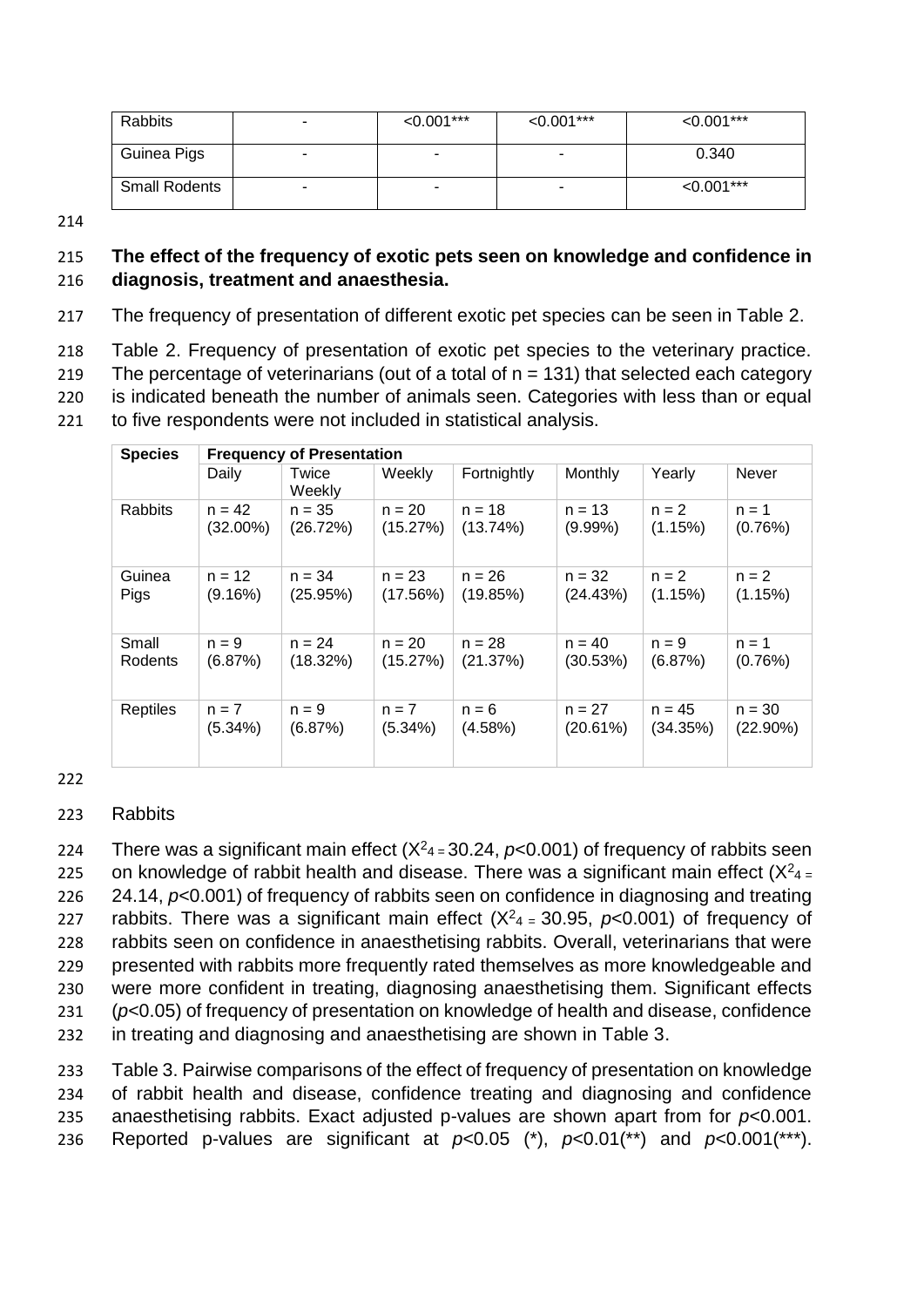| Rabbits | - | <0.001*** | <0.001*** | <0.001*** |
|---|---|---|---|---|
| Guinea Pigs | - | - | - | 0.340 |
| Small Rodents | - | - | - | <0.001*** |

**The effect of the frequency of exotic pets seen on knowledge and confidence in diagnosis, treatment and anaesthesia.**

The frequency of presentation of different exotic pet species can be seen in Table 2.

Table 2. Frequency of presentation of exotic pet species to the veterinary practice. The percentage of veterinarians (out of a total of n = 131) that selected each category is indicated beneath the number of animals seen. Categories with less than or equal to five respondents were not included in statistical analysis.

| Species | Frequency of Presentation | | | | | | |
|---|---|---|---|---|---|---|---|
| | Daily | Twice Weekly | Weekly | Fortnightly | Monthly | Yearly | Never |
| Rabbits | n = 42 (32.00%) | n = 35 (26.72%) | n = 20 (15.27%) | n = 18 (13.74%) | n = 13 (9.99%) | n = 2 (1.15%) | n = 1 (0.76%) |
| Guinea Pigs | n = 12 (9.16%) | n = 34 (25.95%) | n = 23 (17.56%) | n = 26 (19.85%) | n = 32 (24.43%) | n = 2 (1.15%) | n = 2 (1.15%) |
| Small Rodents | n = 9 (6.87%) | n = 24 (18.32%) | n = 20 (15.27%) | n = 28 (21.37%) | n = 40 (30.53%) | n = 9 (6.87%) | n = 1 (0.76%) |
| Reptiles | n = 7 (5.34%) | n = 9 (6.87%) | n = 7 (5.34%) | n = 6 (4.58%) | n = 27 (20.61%) | n = 45 (34.35%) | n = 30 (22.90%) |

Rabbits

There was a significant main effect ($X^2_4 = 30.24$, $p<0.001$) of frequency of rabbits seen on knowledge of rabbit health and disease. There was a significant main effect ($X^2_4 = 24.14$, $p<0.001$) of frequency of rabbits seen on confidence in diagnosing and treating rabbits. There was a significant main effect ($X^2_4 = 30.95$, $p<0.001$) of frequency of rabbits seen on confidence in anaesthetising rabbits. Overall, veterinarians that were presented with rabbits more frequently rated themselves as more knowledgeable and were more confident in treating, diagnosing anaesthetising them. Significant effects ($p<0.05$) of frequency of presentation on knowledge of health and disease, confidence in treating and diagnosing and anaesthetising are shown in Table 3.

Table 3. Pairwise comparisons of the effect of frequency of presentation on knowledge of rabbit health and disease, confidence treating and diagnosing and confidence anaesthetising rabbits. Exact adjusted p-values are shown apart from for $p<0.001$. Reported p-values are significant at $p<0.05$ (*), $p<0.01$(**) and $p<0.001$(***).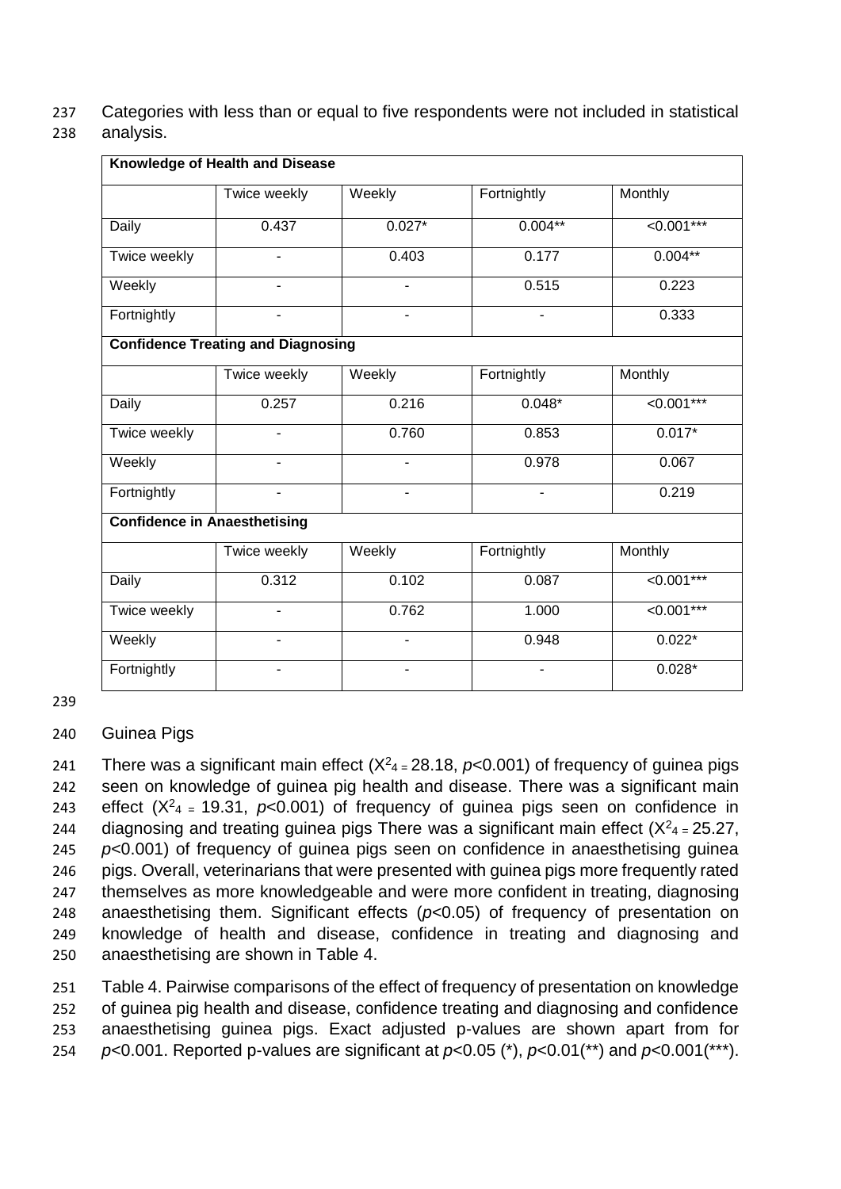Categories with less than or equal to five respondents were not included in statistical analysis.

| **Knowledge of Health and Disease** | | | | |
|---|---|---|---|---|
| | Twice weekly | Weekly | Fortnightly | Monthly |
| Daily | 0.437 | 0.027* | 0.004** | <0.001*** |
| Twice weekly | - | 0.403 | 0.177 | 0.004** |
| Weekly | - | - | 0.515 | 0.223 |
| Fortnightly | - | - | - | 0.333 |
| **Confidence Treating and Diagnosing** | | | | |
| | Twice weekly | Weekly | Fortnightly | Monthly |
| Daily | 0.257 | 0.216 | 0.048* | <0.001*** |
| Twice weekly | - | 0.760 | 0.853 | 0.017* |
| Weekly | - | - | 0.978 | 0.067 |
| Fortnightly | - | - | - | 0.219 |
| **Confidence in Anaesthetising** | | | | |
| | Twice weekly | Weekly | Fortnightly | Monthly |
| Daily | 0.312 | 0.102 | 0.087 | <0.001*** |
| Twice weekly | - | 0.762 | 1.000 | <0.001*** |
| Weekly | - | - | 0.948 | 0.022* |
| Fortnightly | - | - | - | 0.028* |

Guinea Pigs

There was a significant main effect ($X^2_4 = 28.18$, $p<0.001$) of frequency of guinea pigs seen on knowledge of guinea pig health and disease. There was a significant main effect ($X^2_4 = 19.31$, $p<0.001$) of frequency of guinea pigs seen on confidence in diagnosing and treating guinea pigs There was a significant main effect ($X^2_4 = 25.27$, $p<0.001$) of frequency of guinea pigs seen on confidence in anaesthetising guinea pigs. Overall, veterinarians that were presented with guinea pigs more frequently rated themselves as more knowledgeable and were more confident in treating, diagnosing anaesthetising them. Significant effects ($p<0.05$) of frequency of presentation on knowledge of health and disease, confidence in treating and diagnosing and anaesthetising are shown in Table 4.

Table 4. Pairwise comparisons of the effect of frequency of presentation on knowledge of guinea pig health and disease, confidence treating and diagnosing and confidence anaesthetising guinea pigs. Exact adjusted p-values are shown apart from for $p<0.001$. Reported p-values are significant at $p<0.05$ (*), $p<0.01$(**) and $p<0.001$(***).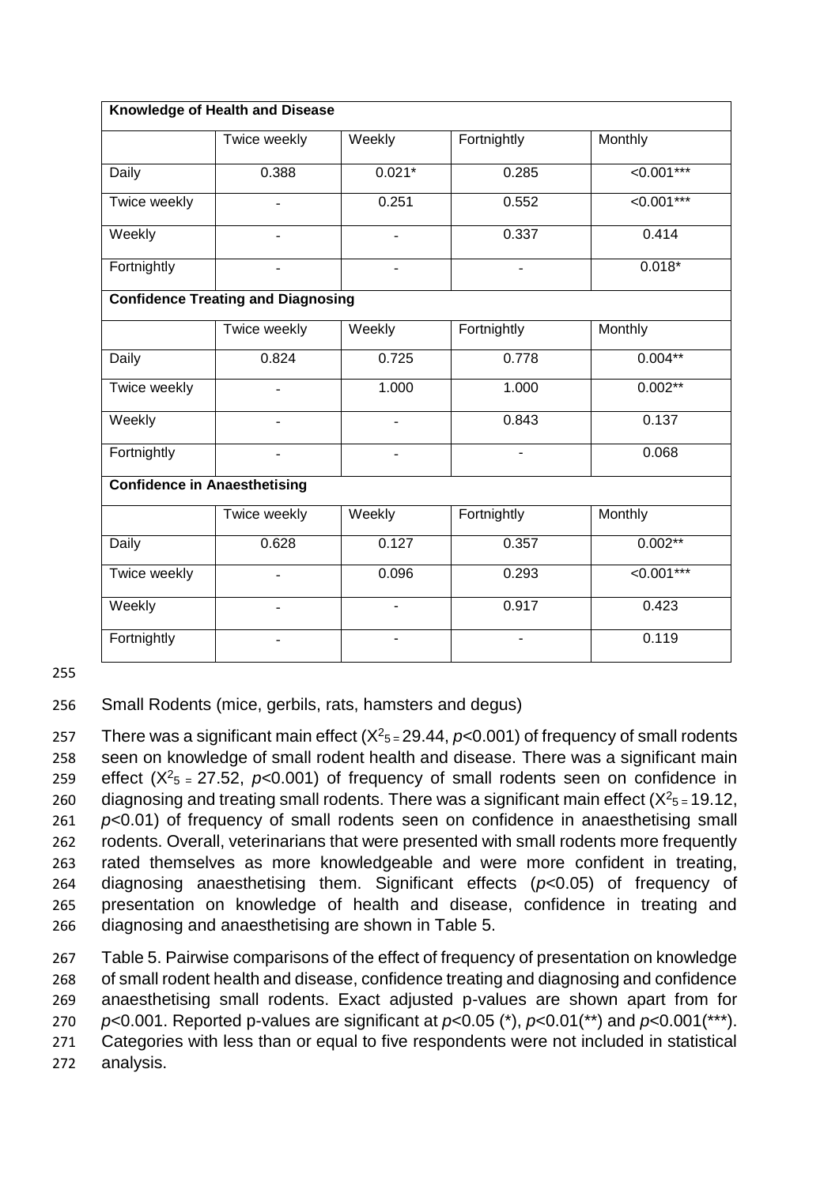| Knowledge of Health and Disease | | | | |
|---|---|---|---|---|
| | Twice weekly | Weekly | Fortnightly | Monthly |
| Daily | 0.388 | 0.021* | 0.285 | <0.001*** |
| Twice weekly | - | 0.251 | 0.552 | <0.001*** |
| Weekly | - | - | 0.337 | 0.414 |
| Fortnightly | - | - | - | 0.018* |
| **Confidence Treating and Diagnosing** | | | | |
| | Twice weekly | Weekly | Fortnightly | Monthly |
| Daily | 0.824 | 0.725 | 0.778 | 0.004** |
| Twice weekly | - | 1.000 | 1.000 | 0.002** |
| Weekly | - | - | 0.843 | 0.137 |
| Fortnightly | - | - | - | 0.068 |
| **Confidence in Anaesthetising** | | | | |
| | Twice weekly | Weekly | Fortnightly | Monthly |
| Daily | 0.628 | 0.127 | 0.357 | 0.002** |
| Twice weekly | - | 0.096 | 0.293 | <0.001*** |
| Weekly | - | - | 0.917 | 0.423 |
| Fortnightly | - | - | - | 0.119 |

Small Rodents (mice, gerbils, rats, hamsters and degus)

There was a significant main effect ($X^2_5 = 29.44$, $p<0.001$) of frequency of small rodents seen on knowledge of small rodent health and disease. There was a significant main effect ($X^2_5 = 27.52$, $p<0.001$) of frequency of small rodents seen on confidence in diagnosing and treating small rodents. There was a significant main effect ($X^2_5 = 19.12$, $p<0.01$) of frequency of small rodents seen on confidence in anaesthetising small rodents. Overall, veterinarians that were presented with small rodents more frequently rated themselves as more knowledgeable and were more confident in treating, diagnosing anaesthetising them. Significant effects ($p<0.05$) of frequency of presentation on knowledge of health and disease, confidence in treating and diagnosing and anaesthetising are shown in Table 5.

Table 5. Pairwise comparisons of the effect of frequency of presentation on knowledge of small rodent health and disease, confidence treating and diagnosing and confidence anaesthetising small rodents. Exact adjusted p-values are shown apart from for $p<0.001$. Reported p-values are significant at $p<0.05$ (*), $p<0.01$(**) and $p<0.001$(***). Categories with less than or equal to five respondents were not included in statistical analysis.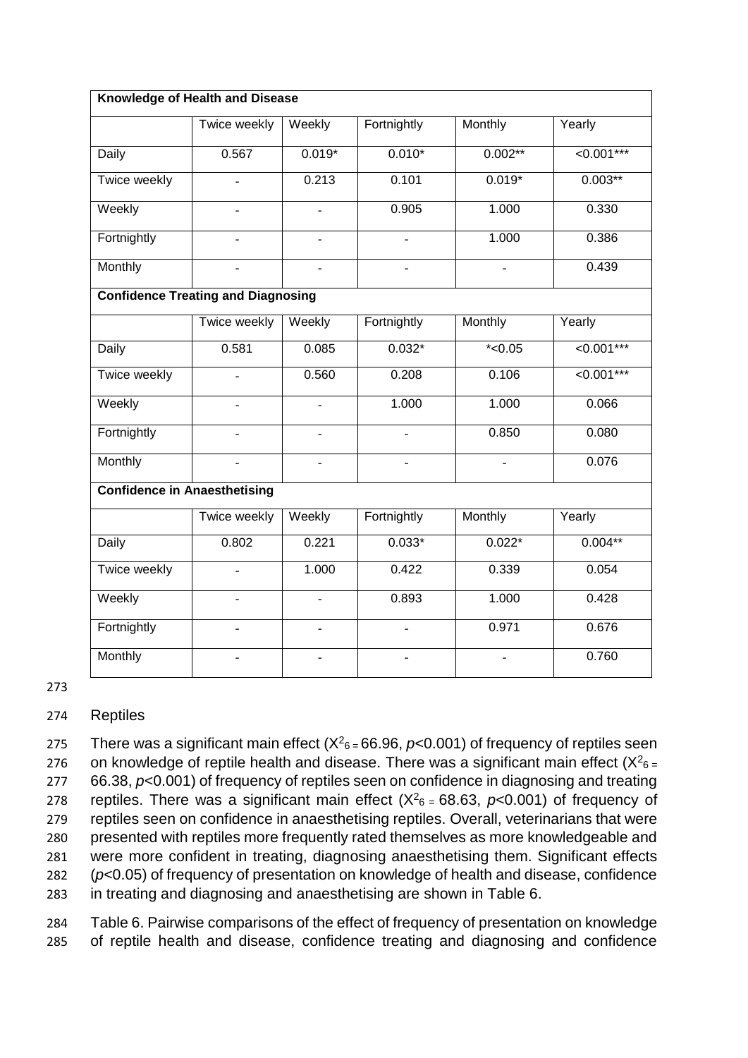| **Knowledge of Health and Disease** | | | | | |
|---|---|---|---|---|---|
| | Twice weekly | Weekly | Fortnightly | Monthly | Yearly |
| Daily | 0.567 | 0.019* | 0.010* | 0.002** | <0.001*** |
| Twice weekly | - | 0.213 | 0.101 | 0.019* | 0.003** |
| Weekly | - | - | 0.905 | 1.000 | 0.330 |
| Fortnightly | - | - | - | 1.000 | 0.386 |
| Monthly | - | - | - | - | 0.439 |
| **Confidence Treating and Diagnosing** | | | | | |
| | Twice weekly | Weekly | Fortnightly | Monthly | Yearly |
| Daily | 0.581 | 0.085 | 0.032* | *<0.05 | <0.001*** |
| Twice weekly | - | 0.560 | 0.208 | 0.106 | <0.001*** |
| Weekly | - | - | 1.000 | 1.000 | 0.066 |
| Fortnightly | - | - | - | 0.850 | 0.080 |
| Monthly | - | - | - | - | 0.076 |
| **Confidence in Anaesthetising** | | | | | |
| | Twice weekly | Weekly | Fortnightly | Monthly | Yearly |
| Daily | 0.802 | 0.221 | 0.033* | 0.022* | 0.004** |
| Twice weekly | - | 1.000 | 0.422 | 0.339 | 0.054 |
| Weekly | - | - | 0.893 | 1.000 | 0.428 |
| Fortnightly | - | - | - | 0.971 | 0.676 |
| Monthly | - | - | - | - | 0.760 |

## Reptiles

There was a significant main effect ($X^2_6 = 66.96$, $p<0.001$) of frequency of reptiles seen on knowledge of reptile health and disease. There was a significant main effect ($X^2_6 = 66.38$, $p<0.001$) of frequency of reptiles seen on confidence in diagnosing and treating reptiles. There was a significant main effect ($X^2_6 = 68.63$, $p<0.001$) of frequency of reptiles seen on confidence in anaesthetising reptiles. Overall, veterinarians that were presented with reptiles more frequently rated themselves as more knowledgeable and were more confident in treating, diagnosing anaesthetising them. Significant effects ($p<0.05$) of frequency of presentation on knowledge of health and disease, confidence in treating and diagnosing and anaesthetising are shown in Table 6.

Table 6. Pairwise comparisons of the effect of frequency of presentation on knowledge of reptile health and disease, confidence treating and diagnosing and confidence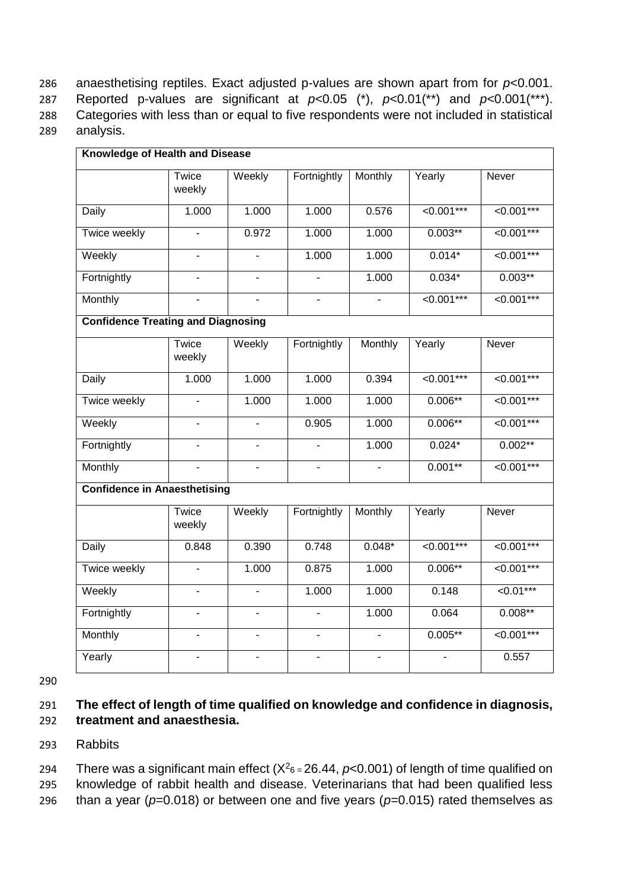anaesthetising reptiles. Exact adjusted p-values are shown apart from for $p$<0.001. Reported p-values are significant at $p$<0.05 (*), $p$<0.01(**) and $p$<0.001(***). Categories with less than or equal to five respondents were not included in statistical analysis.

| **Knowledge of Health and Disease** | | | | | | |
|---|---|---|---|---|---|---|
| | Twice weekly | Weekly | Fortnightly | Monthly | Yearly | Never |
| Daily | 1.000 | 1.000 | 1.000 | 0.576 | <0.001*** | <0.001*** |
| Twice weekly | - | 0.972 | 1.000 | 1.000 | 0.003** | <0.001*** |
| Weekly | - | - | 1.000 | 1.000 | 0.014* | <0.001*** |
| Fortnightly | - | - | - | 1.000 | 0.034* | 0.003** |
| Monthly | - | - | - | - | <0.001*** | <0.001*** |
| **Confidence Treating and Diagnosing** | | | | | | |
| | Twice weekly | Weekly | Fortnightly | Monthly | Yearly | Never |
| Daily | 1.000 | 1.000 | 1.000 | 0.394 | <0.001*** | <0.001*** |
| Twice weekly | - | 1.000 | 1.000 | 1.000 | 0.006** | <0.001*** |
| Weekly | - | - | 0.905 | 1.000 | 0.006** | <0.001*** |
| Fortnightly | - | - | - | 1.000 | 0.024* | 0.002** |
| Monthly | - | - | - | - | 0.001** | <0.001*** |
| **Confidence in Anaesthetising** | | | | | | |
| | Twice weekly | Weekly | Fortnightly | Monthly | Yearly | Never |
| Daily | 0.848 | 0.390 | 0.748 | 0.048* | <0.001*** | <0.001*** |
| Twice weekly | - | 1.000 | 0.875 | 1.000 | 0.006** | <0.001*** |
| Weekly | - | - | 1.000 | 1.000 | 0.148 | <0.01*** |
| Fortnightly | - | - | - | 1.000 | 0.064 | 0.008** |
| Monthly | - | - | - | - | 0.005** | <0.001*** |
| Yearly | - | - | - | - | - | 0.557 |

**The effect of length of time qualified on knowledge and confidence in diagnosis, treatment and anaesthesia.**

Rabbits

There was a significant main effect ($X^2_6 = 26.44$, $p$<0.001) of length of time qualified on knowledge of rabbit health and disease. Veterinarians that had been qualified less than a year ($p$=0.018) or between one and five years ($p$=0.015) rated themselves as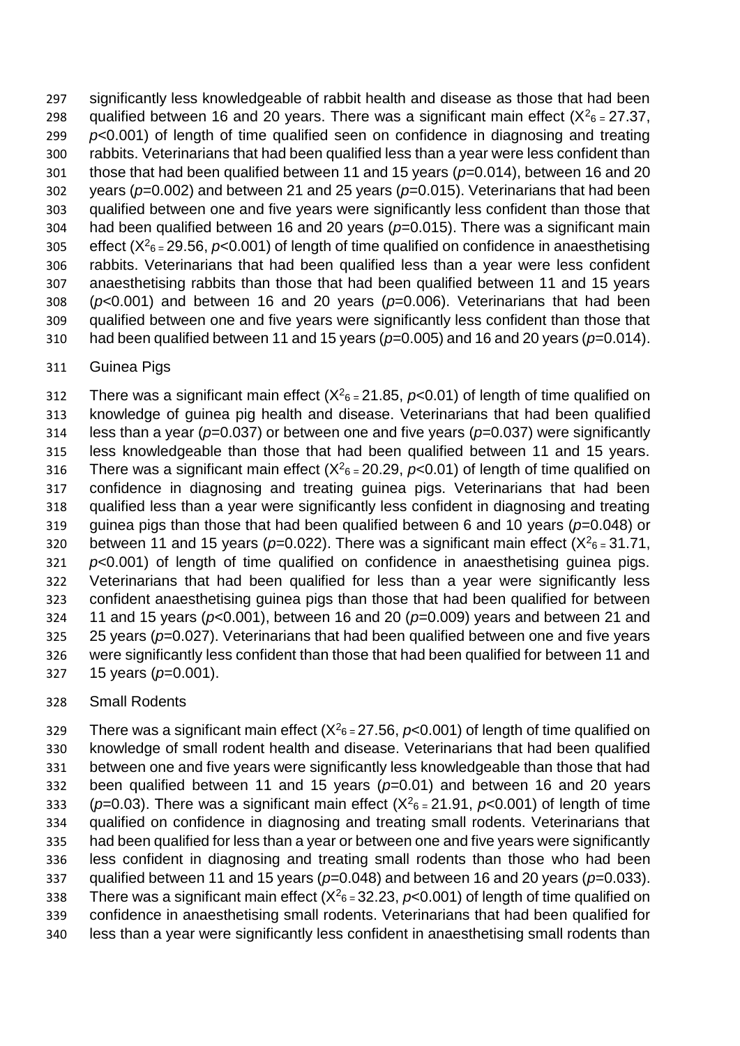significantly less knowledgeable of rabbit health and disease as those that had been qualified between 16 and 20 years. There was a significant main effect ($X^2_6 = 27.37$, $p<0.001$) of length of time qualified seen on confidence in diagnosing and treating rabbits. Veterinarians that had been qualified less than a year were less confident than those that had been qualified between 11 and 15 years ($p=0.014$), between 16 and 20 years ($p=0.002$) and between 21 and 25 years ($p=0.015$). Veterinarians that had been qualified between one and five years were significantly less confident than those that had been qualified between 16 and 20 years ($p=0.015$). There was a significant main effect ($X^2_6 = 29.56$, $p<0.001$) of length of time qualified on confidence in anaesthetising rabbits. Veterinarians that had been qualified less than a year were less confident anaesthetising rabbits than those that had been qualified between 11 and 15 years ($p<0.001$) and between 16 and 20 years ($p=0.006$). Veterinarians that had been qualified between one and five years were significantly less confident than those that had been qualified between 11 and 15 years ($p=0.005$) and 16 and 20 years ($p=0.014$).

Guinea Pigs

There was a significant main effect ($X^2_6 = 21.85$, $p<0.01$) of length of time qualified on knowledge of guinea pig health and disease. Veterinarians that had been qualified less than a year ($p=0.037$) or between one and five years ($p=0.037$) were significantly less knowledgeable than those that had been qualified between 11 and 15 years. There was a significant main effect ($X^2_6 = 20.29$, $p<0.01$) of length of time qualified on confidence in diagnosing and treating guinea pigs. Veterinarians that had been qualified less than a year were significantly less confident in diagnosing and treating guinea pigs than those that had been qualified between 6 and 10 years ($p=0.048$) or between 11 and 15 years ($p=0.022$). There was a significant main effect ($X^2_6 = 31.71$, $p<0.001$) of length of time qualified on confidence in anaesthetising guinea pigs. Veterinarians that had been qualified for less than a year were significantly less confident anaesthetising guinea pigs than those that had been qualified for between 11 and 15 years ($p<0.001$), between 16 and 20 ($p=0.009$) years and between 21 and 25 years ($p=0.027$). Veterinarians that had been qualified between one and five years were significantly less confident than those that had been qualified for between 11 and 15 years ($p=0.001$).

Small Rodents

There was a significant main effect ($X^2_6 = 27.56$, $p<0.001$) of length of time qualified on knowledge of small rodent health and disease. Veterinarians that had been qualified between one and five years were significantly less knowledgeable than those that had been qualified between 11 and 15 years ($p=0.01$) and between 16 and 20 years ($p=0.03$). There was a significant main effect ($X^2_6 = 21.91$, $p<0.001$) of length of time qualified on confidence in diagnosing and treating small rodents. Veterinarians that had been qualified for less than a year or between one and five years were significantly less confident in diagnosing and treating small rodents than those who had been qualified between 11 and 15 years ($p=0.048$) and between 16 and 20 years ($p=0.033$). There was a significant main effect ($X^2_6 = 32.23$, $p<0.001$) of length of time qualified on confidence in anaesthetising small rodents. Veterinarians that had been qualified for less than a year were significantly less confident in anaesthetising small rodents than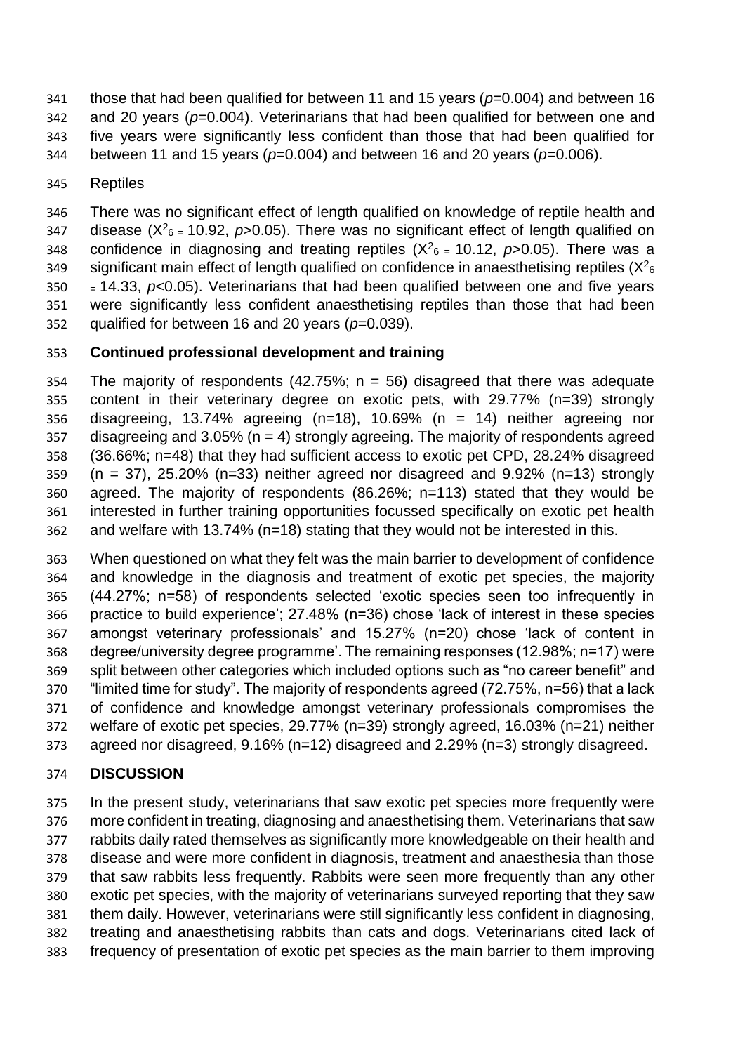those that had been qualified for between 11 and 15 years (*p*=0.004) and between 16 and 20 years (*p*=0.004). Veterinarians that had been qualified for between one and five years were significantly less confident than those that had been qualified for between 11 and 15 years (*p*=0.004) and between 16 and 20 years (*p*=0.006).

Reptiles

There was no significant effect of length qualified on knowledge of reptile health and disease ($X^2_6 = 10.92$, $p>0.05$). There was no significant effect of length qualified on confidence in diagnosing and treating reptiles ($X^2_6 = 10.12$, $p>0.05$). There was a significant main effect of length qualified on confidence in anaesthetising reptiles ($X^2_6 = 14.33$, $p<0.05$). Veterinarians that had been qualified between one and five years were significantly less confident anaesthetising reptiles than those that had been qualified for between 16 and 20 years (*p*=0.039).

**Continued professional development and training**

The majority of respondents (42.75%; n = 56) disagreed that there was adequate content in their veterinary degree on exotic pets, with 29.77% (n=39) strongly disagreeing, 13.74% agreeing (n=18), 10.69% (n = 14) neither agreeing nor disagreeing and 3.05% (n = 4) strongly agreeing. The majority of respondents agreed (36.66%; n=48) that they had sufficient access to exotic pet CPD, 28.24% disagreed (n = 37), 25.20% (n=33) neither agreed nor disagreed and 9.92% (n=13) strongly agreed. The majority of respondents (86.26%; n=113) stated that they would be interested in further training opportunities focussed specifically on exotic pet health and welfare with 13.74% (n=18) stating that they would not be interested in this.

When questioned on what they felt was the main barrier to development of confidence and knowledge in the diagnosis and treatment of exotic pet species, the majority (44.27%; n=58) of respondents selected 'exotic species seen too infrequently in practice to build experience'; 27.48% (n=36) chose 'lack of interest in these species amongst veterinary professionals' and 15.27% (n=20) chose 'lack of content in degree/university degree programme'. The remaining responses (12.98%; n=17) were split between other categories which included options such as "no career benefit" and "limited time for study". The majority of respondents agreed (72.75%, n=56) that a lack of confidence and knowledge amongst veterinary professionals compromises the welfare of exotic pet species, 29.77% (n=39) strongly agreed, 16.03% (n=21) neither agreed nor disagreed, 9.16% (n=12) disagreed and 2.29% (n=3) strongly disagreed.

## DISCUSSION

In the present study, veterinarians that saw exotic pet species more frequently were more confident in treating, diagnosing and anaesthetising them. Veterinarians that saw rabbits daily rated themselves as significantly more knowledgeable on their health and disease and were more confident in diagnosis, treatment and anaesthesia than those that saw rabbits less frequently. Rabbits were seen more frequently than any other exotic pet species, with the majority of veterinarians surveyed reporting that they saw them daily. However, veterinarians were still significantly less confident in diagnosing, treating and anaesthetising rabbits than cats and dogs. Veterinarians cited lack of frequency of presentation of exotic pet species as the main barrier to them improving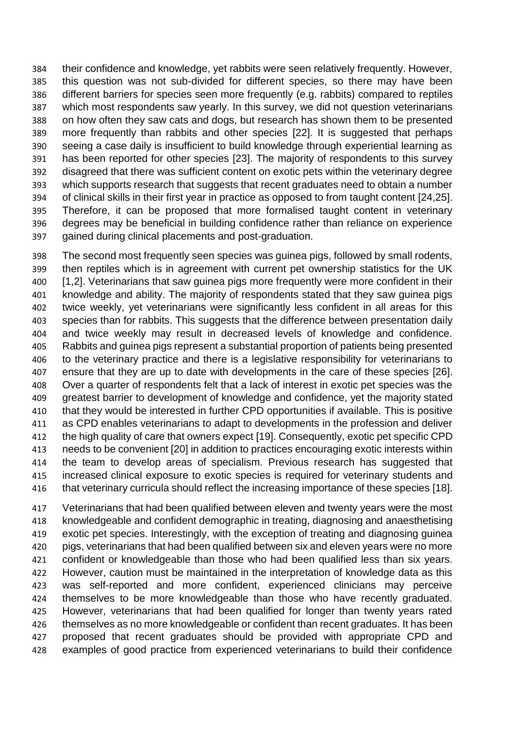their confidence and knowledge, yet rabbits were seen relatively frequently. However, this question was not sub-divided for different species, so there may have been different barriers for species seen more frequently (e.g. rabbits) compared to reptiles which most respondents saw yearly. In this survey, we did not question veterinarians on how often they saw cats and dogs, but research has shown them to be presented more frequently than rabbits and other species [22]. It is suggested that perhaps seeing a case daily is insufficient to build knowledge through experiential learning as has been reported for other species [23]. The majority of respondents to this survey disagreed that there was sufficient content on exotic pets within the veterinary degree which supports research that suggests that recent graduates need to obtain a number of clinical skills in their first year in practice as opposed to from taught content [24,25]. Therefore, it can be proposed that more formalised taught content in veterinary degrees may be beneficial in building confidence rather than reliance on experience gained during clinical placements and post-graduation.

The second most frequently seen species was guinea pigs, followed by small rodents, then reptiles which is in agreement with current pet ownership statistics for the UK [1,2]. Veterinarians that saw guinea pigs more frequently were more confident in their knowledge and ability. The majority of respondents stated that they saw guinea pigs twice weekly, yet veterinarians were significantly less confident in all areas for this species than for rabbits. This suggests that the difference between presentation daily and twice weekly may result in decreased levels of knowledge and confidence. Rabbits and guinea pigs represent a substantial proportion of patients being presented to the veterinary practice and there is a legislative responsibility for veterinarians to ensure that they are up to date with developments in the care of these species [26]. Over a quarter of respondents felt that a lack of interest in exotic pet species was the greatest barrier to development of knowledge and confidence, yet the majority stated that they would be interested in further CPD opportunities if available. This is positive as CPD enables veterinarians to adapt to developments in the profession and deliver the high quality of care that owners expect [19]. Consequently, exotic pet specific CPD needs to be convenient [20] in addition to practices encouraging exotic interests within the team to develop areas of specialism. Previous research has suggested that increased clinical exposure to exotic species is required for veterinary students and that veterinary curricula should reflect the increasing importance of these species [18].

Veterinarians that had been qualified between eleven and twenty years were the most knowledgeable and confident demographic in treating, diagnosing and anaesthetising exotic pet species. Interestingly, with the exception of treating and diagnosing guinea pigs, veterinarians that had been qualified between six and eleven years were no more confident or knowledgeable than those who had been qualified less than six years. However, caution must be maintained in the interpretation of knowledge data as this was self-reported and more confident, experienced clinicians may perceive themselves to be more knowledgeable than those who have recently graduated. However, veterinarians that had been qualified for longer than twenty years rated themselves as no more knowledgeable or confident than recent graduates. It has been proposed that recent graduates should be provided with appropriate CPD and examples of good practice from experienced veterinarians to build their confidence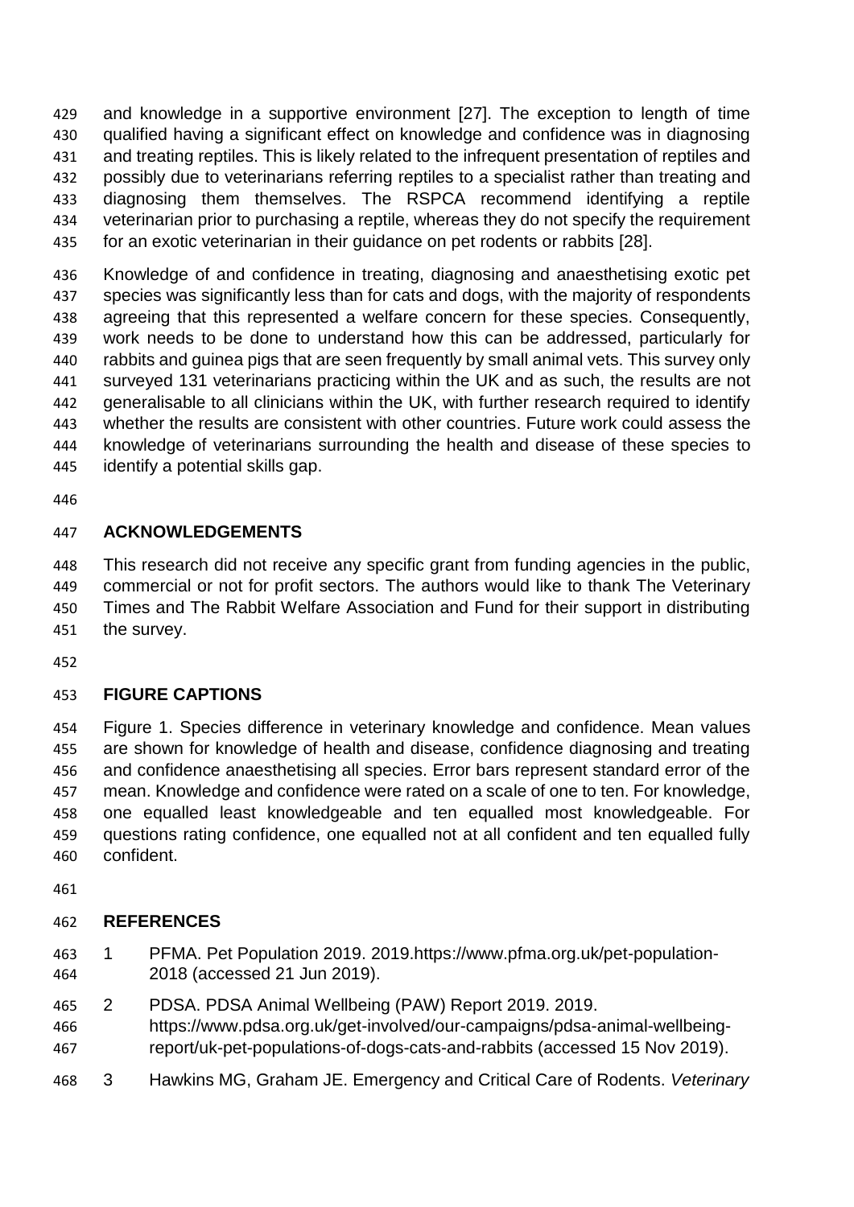and knowledge in a supportive environment [27]. The exception to length of time qualified having a significant effect on knowledge and confidence was in diagnosing and treating reptiles. This is likely related to the infrequent presentation of reptiles and possibly due to veterinarians referring reptiles to a specialist rather than treating and diagnosing them themselves. The RSPCA recommend identifying a reptile veterinarian prior to purchasing a reptile, whereas they do not specify the requirement for an exotic veterinarian in their guidance on pet rodents or rabbits [28].

Knowledge of and confidence in treating, diagnosing and anaesthetising exotic pet species was significantly less than for cats and dogs, with the majority of respondents agreeing that this represented a welfare concern for these species. Consequently, work needs to be done to understand how this can be addressed, particularly for rabbits and guinea pigs that are seen frequently by small animal vets. This survey only surveyed 131 veterinarians practicing within the UK and as such, the results are not generalisable to all clinicians within the UK, with further research required to identify whether the results are consistent with other countries. Future work could assess the knowledge of veterinarians surrounding the health and disease of these species to identify a potential skills gap.

## ACKNOWLEDGEMENTS

This research did not receive any specific grant from funding agencies in the public, commercial or not for profit sectors. The authors would like to thank The Veterinary Times and The Rabbit Welfare Association and Fund for their support in distributing the survey.

## FIGURE CAPTIONS

Figure 1. Species difference in veterinary knowledge and confidence. Mean values are shown for knowledge of health and disease, confidence diagnosing and treating and confidence anaesthetising all species. Error bars represent standard error of the mean. Knowledge and confidence were rated on a scale of one to ten. For knowledge, one equalled least knowledgeable and ten equalled most knowledgeable. For questions rating confidence, one equalled not at all confident and ten equalled fully confident.

## REFERENCES

1. PFMA. Pet Population 2019. 2019.https://www.pfma.org.uk/pet-population-2018 (accessed 21 Jun 2019).
2. PDSA. PDSA Animal Wellbeing (PAW) Report 2019. 2019. https://www.pdsa.org.uk/get-involved/our-campaigns/pdsa-animal-wellbeing-report/uk-pet-populations-of-dogs-cats-and-rabbits (accessed 15 Nov 2019).
3. Hawkins MG, Graham JE. Emergency and Critical Care of Rodents. *Veterinary*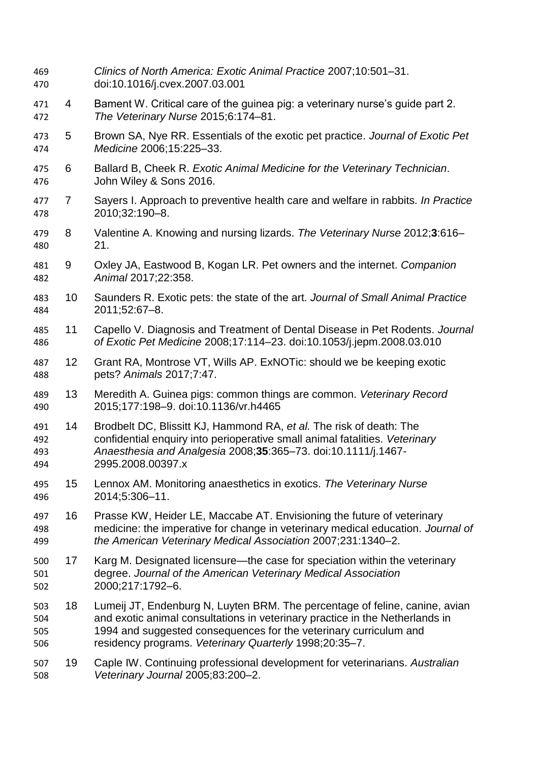*Clinics of North America: Exotic Animal Practice* 2007;10:501–31. doi:10.1016/j.cvex.2007.03.001

4. Bament W. Critical care of the guinea pig: a veterinary nurse's guide part 2. *The Veterinary Nurse* 2015;6:174–81.

5. Brown SA, Nye RR. Essentials of the exotic pet practice. *Journal of Exotic Pet Medicine* 2006;15:225–33.

6. Ballard B, Cheek R. *Exotic Animal Medicine for the Veterinary Technician*. John Wiley & Sons 2016.

7. Sayers I. Approach to preventive health care and welfare in rabbits. *In Practice* 2010;32:190–8.

8. Valentine A. Knowing and nursing lizards. *The Veterinary Nurse* 2012;**3**:616–21.

9. Oxley JA, Eastwood B, Kogan LR. Pet owners and the internet. *Companion Animal* 2017;22:358.

10. Saunders R. Exotic pets: the state of the art. *Journal of Small Animal Practice* 2011;52:67–8.

11. Capello V. Diagnosis and Treatment of Dental Disease in Pet Rodents. *Journal of Exotic Pet Medicine* 2008;17:114–23. doi:10.1053/j.jepm.2008.03.010

12. Grant RA, Montrose VT, Wills AP. ExNOTic: should we be keeping exotic pets? *Animals* 2017;7:47.

13. Meredith A. Guinea pigs: common things are common. *Veterinary Record* 2015;177:198–9. doi:10.1136/vr.h4465

14. Brodbelt DC, Blissitt KJ, Hammond RA, *et al.* The risk of death: The confidential enquiry into perioperative small animal fatalities. *Veterinary Anaesthesia and Analgesia* 2008;**35**:365–73. doi:10.1111/j.1467-2995.2008.00397.x

15. Lennox AM. Monitoring anaesthetics in exotics. *The Veterinary Nurse* 2014;5:306–11.

16. Prasse KW, Heider LE, Maccabe AT. Envisioning the future of veterinary medicine: the imperative for change in veterinary medical education. *Journal of the American Veterinary Medical Association* 2007;231:1340–2.

17. Karg M. Designated licensure—the case for speciation within the veterinary degree. *Journal of the American Veterinary Medical Association* 2000;217:1792–6.

18. Lumeij JT, Endenburg N, Luyten BRM. The percentage of feline, canine, avian and exotic animal consultations in veterinary practice in the Netherlands in 1994 and suggested consequences for the veterinary curriculum and residency programs. *Veterinary Quarterly* 1998;20:35–7.

19. Caple IW. Continuing professional development for veterinarians. *Australian Veterinary Journal* 2005;83:200–2.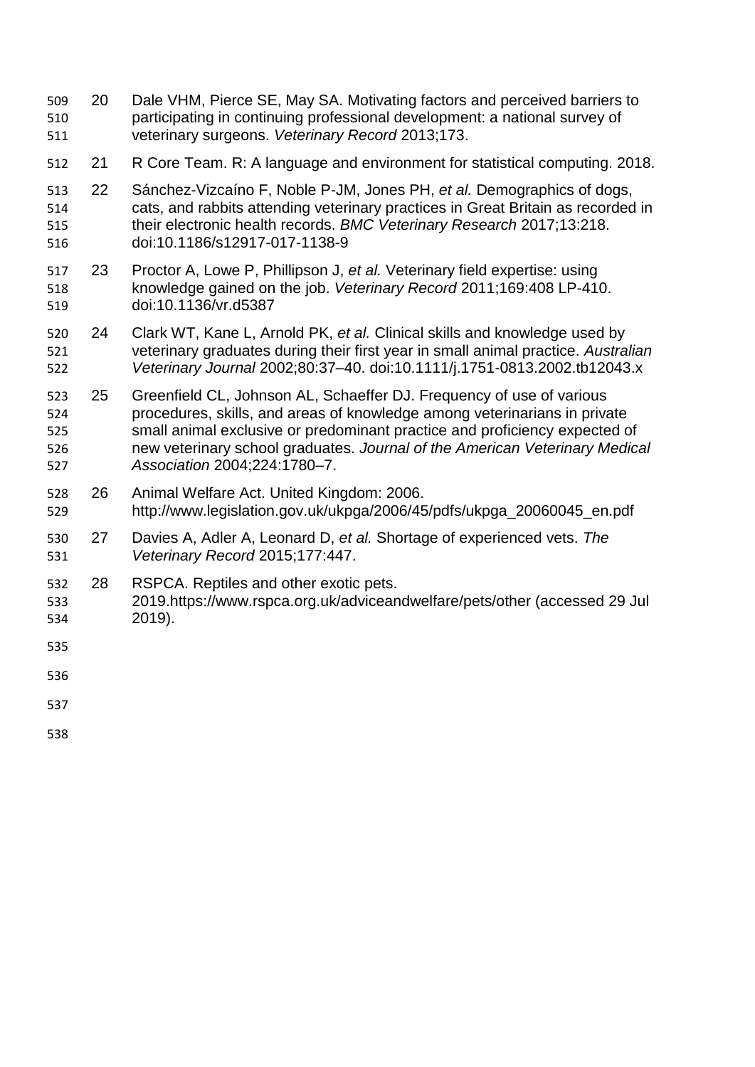20. Dale VHM, Pierce SE, May SA. Motivating factors and perceived barriers to participating in continuing professional development: a national survey of veterinary surgeons. *Veterinary Record* 2013;173.

21. R Core Team. R: A language and environment for statistical computing. 2018.

22. Sánchez-Vizcaíno F, Noble P-JM, Jones PH, *et al.* Demographics of dogs, cats, and rabbits attending veterinary practices in Great Britain as recorded in their electronic health records. *BMC Veterinary Research* 2017;13:218. doi:10.1186/s12917-017-1138-9

23. Proctor A, Lowe P, Phillipson J, *et al.* Veterinary field expertise: using knowledge gained on the job. *Veterinary Record* 2011;169:408 LP-410. doi:10.1136/vr.d5387

24. Clark WT, Kane L, Arnold PK, *et al.* Clinical skills and knowledge used by veterinary graduates during their first year in small animal practice. *Australian Veterinary Journal* 2002;80:37–40. doi:10.1111/j.1751-0813.2002.tb12043.x

25. Greenfield CL, Johnson AL, Schaeffer DJ. Frequency of use of various procedures, skills, and areas of knowledge among veterinarians in private small animal exclusive or predominant practice and proficiency expected of new veterinary school graduates. *Journal of the American Veterinary Medical Association* 2004;224:1780–7.

26. Animal Welfare Act. United Kingdom: 2006. http://www.legislation.gov.uk/ukpga/2006/45/pdfs/ukpga_20060045_en.pdf

27. Davies A, Adler A, Leonard D, *et al.* Shortage of experienced vets. *The Veterinary Record* 2015;177:447.

28. RSPCA. Reptiles and other exotic pets. 2019.https://www.rspca.org.uk/adviceandwelfare/pets/other (accessed 29 Jul 2019).